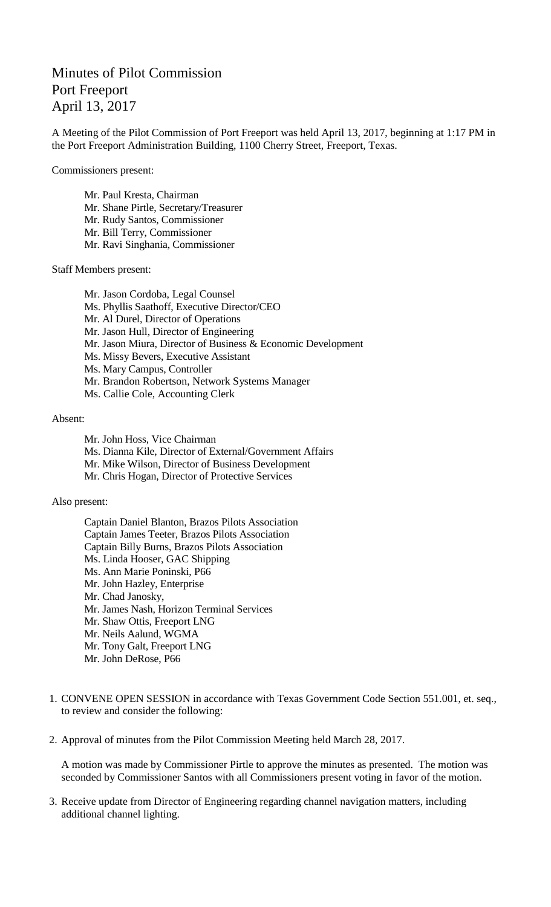# Minutes of Pilot Commission
# Port Freeport
# April 13, 2017

A Meeting of the Pilot Commission of Port Freeport was held April 13, 2017, beginning at 1:17 PM in the Port Freeport Administration Building, 1100 Cherry Street, Freeport, Texas.

Commissioners present:

Mr. Paul Kresta, Chairman
Mr. Shane Pirtle, Secretary/Treasurer
Mr. Rudy Santos, Commissioner
Mr. Bill Terry, Commissioner
Mr. Ravi Singhania, Commissioner

Staff Members present:

Mr. Jason Cordoba, Legal Counsel
Ms. Phyllis Saathoff, Executive Director/CEO
Mr. Al Durel, Director of Operations
Mr. Jason Hull, Director of Engineering
Mr. Jason Miura, Director of Business & Economic Development
Ms. Missy Bevers, Executive Assistant
Ms. Mary Campus, Controller
Mr. Brandon Robertson, Network Systems Manager
Ms. Callie Cole, Accounting Clerk

Absent:

Mr. John Hoss, Vice Chairman
Ms. Dianna Kile, Director of External/Government Affairs
Mr. Mike Wilson, Director of Business Development
Mr. Chris Hogan, Director of Protective Services

Also present:

Captain Daniel Blanton, Brazos Pilots Association
Captain James Teeter, Brazos Pilots Association
Captain Billy Burns, Brazos Pilots Association
Ms. Linda Hooser, GAC Shipping
Ms. Ann Marie Poninski, P66
Mr. John Hazley, Enterprise
Mr. Chad Janosky,
Mr. James Nash, Horizon Terminal Services
Mr. Shaw Ottis, Freeport LNG
Mr. Neils Aalund, WGMA
Mr. Tony Galt, Freeport LNG
Mr. John DeRose, P66

1. CONVENE OPEN SESSION in accordance with Texas Government Code Section 551.001, et. seq., to review and consider the following:

2. Approval of minutes from the Pilot Commission Meeting held March 28, 2017.

   A motion was made by Commissioner Pirtle to approve the minutes as presented. The motion was seconded by Commissioner Santos with all Commissioners present voting in favor of the motion.

3. Receive update from Director of Engineering regarding channel navigation matters, including additional channel lighting.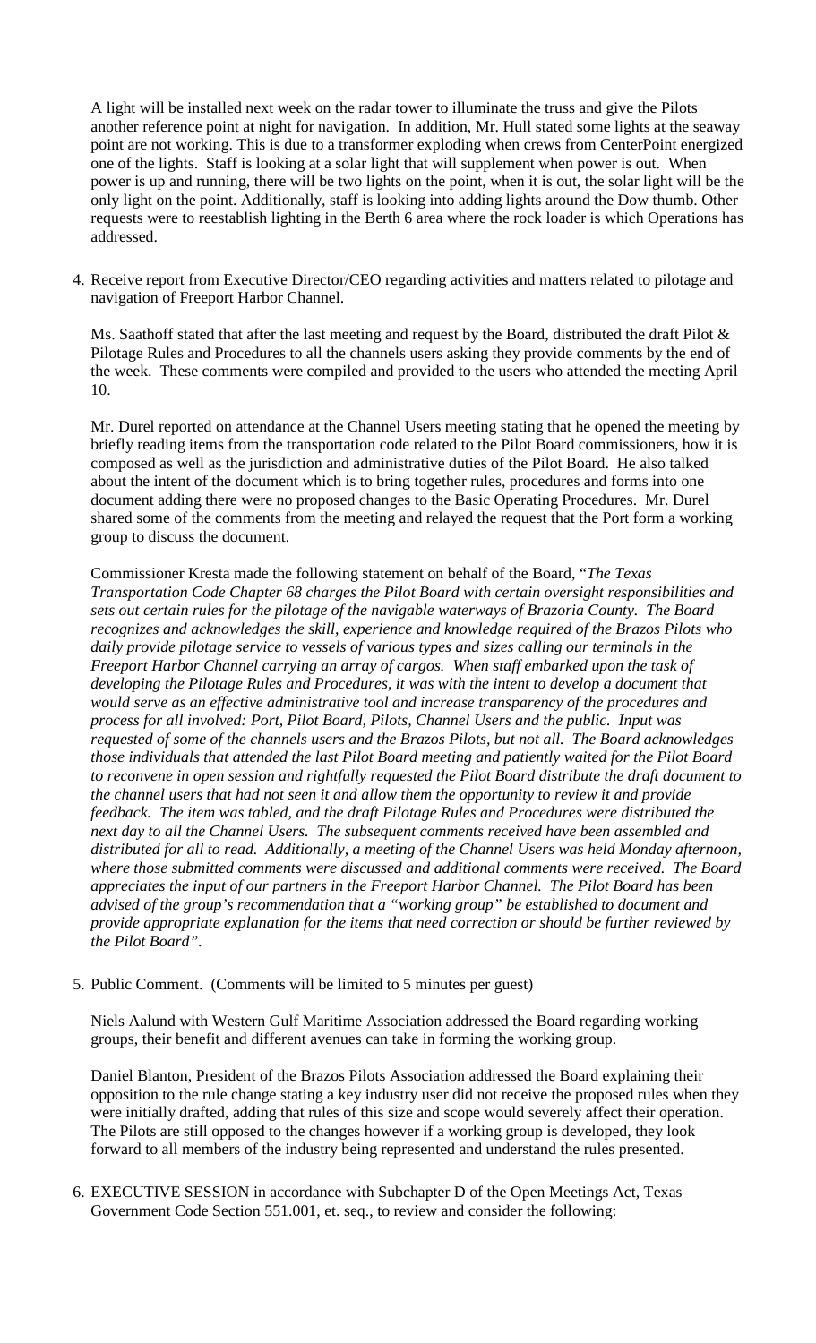A light will be installed next week on the radar tower to illuminate the truss and give the Pilots another reference point at night for navigation. In addition, Mr. Hull stated some lights at the seaway point are not working. This is due to a transformer exploding when crews from CenterPoint energized one of the lights. Staff is looking at a solar light that will supplement when power is out. When power is up and running, there will be two lights on the point, when it is out, the solar light will be the only light on the point. Additionally, staff is looking into adding lights around the Dow thumb. Other requests were to reestablish lighting in the Berth 6 area where the rock loader is which Operations has addressed.

4. Receive report from Executive Director/CEO regarding activities and matters related to pilotage and navigation of Freeport Harbor Channel.

   Ms. Saathoff stated that after the last meeting and request by the Board, distributed the draft Pilot & Pilotage Rules and Procedures to all the channels users asking they provide comments by the end of the week. These comments were compiled and provided to the users who attended the meeting April 10.

   Mr. Durel reported on attendance at the Channel Users meeting stating that he opened the meeting by briefly reading items from the transportation code related to the Pilot Board commissioners, how it is composed as well as the jurisdiction and administrative duties of the Pilot Board. He also talked about the intent of the document which is to bring together rules, procedures and forms into one document adding there were no proposed changes to the Basic Operating Procedures. Mr. Durel shared some of the comments from the meeting and relayed the request that the Port form a working group to discuss the document.

   Commissioner Kresta made the following statement on behalf of the Board, "*The Texas Transportation Code Chapter 68 charges the Pilot Board with certain oversight responsibilities and sets out certain rules for the pilotage of the navigable waterways of Brazoria County. The Board recognizes and acknowledges the skill, experience and knowledge required of the Brazos Pilots who daily provide pilotage service to vessels of various types and sizes calling our terminals in the Freeport Harbor Channel carrying an array of cargos. When staff embarked upon the task of developing the Pilotage Rules and Procedures, it was with the intent to develop a document that would serve as an effective administrative tool and increase transparency of the procedures and process for all involved: Port, Pilot Board, Pilots, Channel Users and the public. Input was requested of some of the channels users and the Brazos Pilots, but not all. The Board acknowledges those individuals that attended the last Pilot Board meeting and patiently waited for the Pilot Board to reconvene in open session and rightfully requested the Pilot Board distribute the draft document to the channel users that had not seen it and allow them the opportunity to review it and provide feedback. The item was tabled, and the draft Pilotage Rules and Procedures were distributed the next day to all the Channel Users. The subsequent comments received have been assembled and distributed for all to read. Additionally, a meeting of the Channel Users was held Monday afternoon, where those submitted comments were discussed and additional comments were received. The Board appreciates the input of our partners in the Freeport Harbor Channel. The Pilot Board has been advised of the group's recommendation that a "working group" be established to document and provide appropriate explanation for the items that need correction or should be further reviewed by the Pilot Board"*.

5. Public Comment. (Comments will be limited to 5 minutes per guest)

   Niels Aalund with Western Gulf Maritime Association addressed the Board regarding working groups, their benefit and different avenues can take in forming the working group.

   Daniel Blanton, President of the Brazos Pilots Association addressed the Board explaining their opposition to the rule change stating a key industry user did not receive the proposed rules when they were initially drafted, adding that rules of this size and scope would severely affect their operation. The Pilots are still opposed to the changes however if a working group is developed, they look forward to all members of the industry being represented and understand the rules presented.

6. EXECUTIVE SESSION in accordance with Subchapter D of the Open Meetings Act, Texas Government Code Section 551.001, et. seq., to review and consider the following: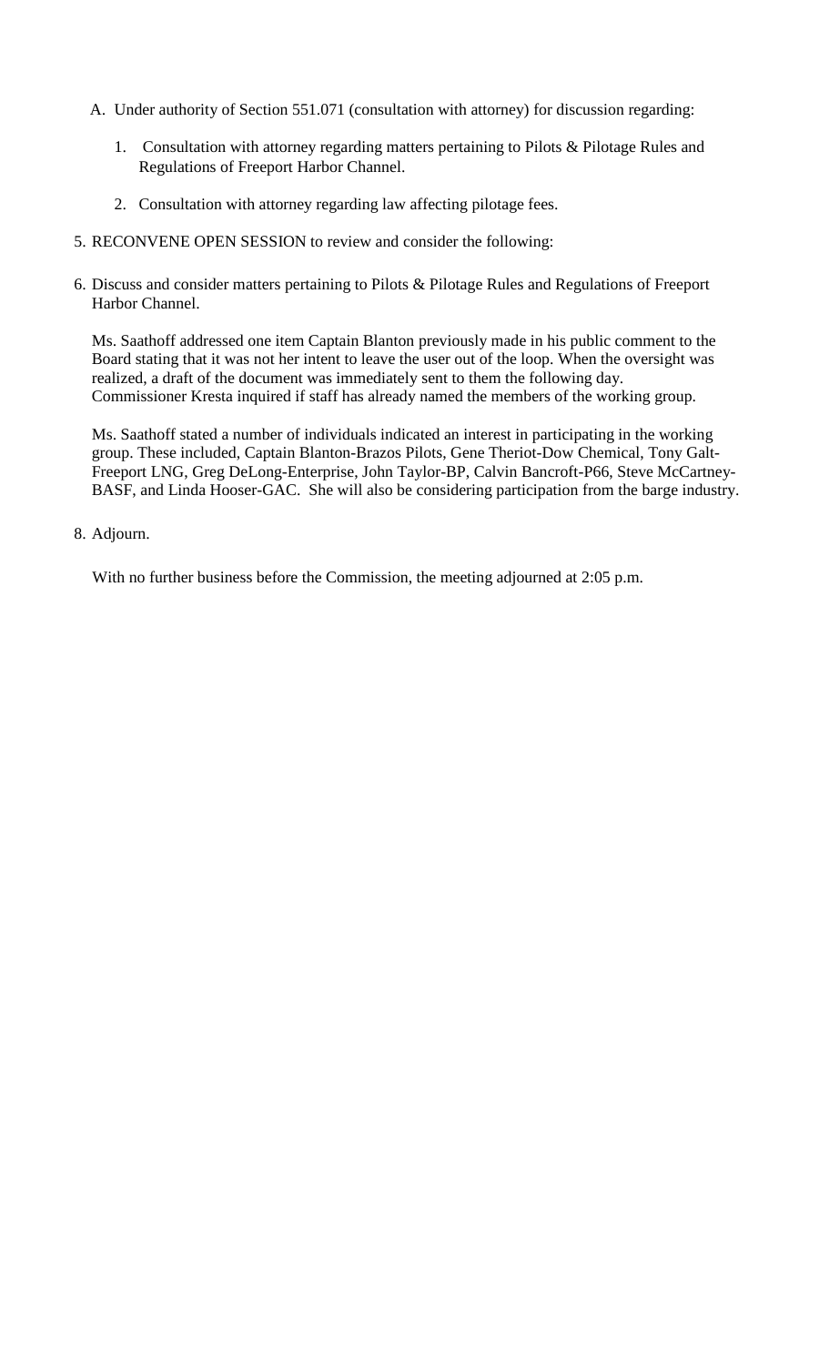A. Under authority of Section 551.071 (consultation with attorney) for discussion regarding:

   1. Consultation with attorney regarding matters pertaining to Pilots & Pilotage Rules and Regulations of Freeport Harbor Channel.

   2. Consultation with attorney regarding law affecting pilotage fees.

5. RECONVENE OPEN SESSION to review and consider the following:

6. Discuss and consider matters pertaining to Pilots & Pilotage Rules and Regulations of Freeport Harbor Channel.

   Ms. Saathoff addressed one item Captain Blanton previously made in his public comment to the Board stating that it was not her intent to leave the user out of the loop. When the oversight was realized, a draft of the document was immediately sent to them the following day. Commissioner Kresta inquired if staff has already named the members of the working group.

   Ms. Saathoff stated a number of individuals indicated an interest in participating in the working group. These included, Captain Blanton-Brazos Pilots, Gene Theriot-Dow Chemical, Tony Galt-Freeport LNG, Greg DeLong-Enterprise, John Taylor-BP, Calvin Bancroft-P66, Steve McCartney-BASF, and Linda Hooser-GAC. She will also be considering participation from the barge industry.

8. Adjourn.

   With no further business before the Commission, the meeting adjourned at 2:05 p.m.